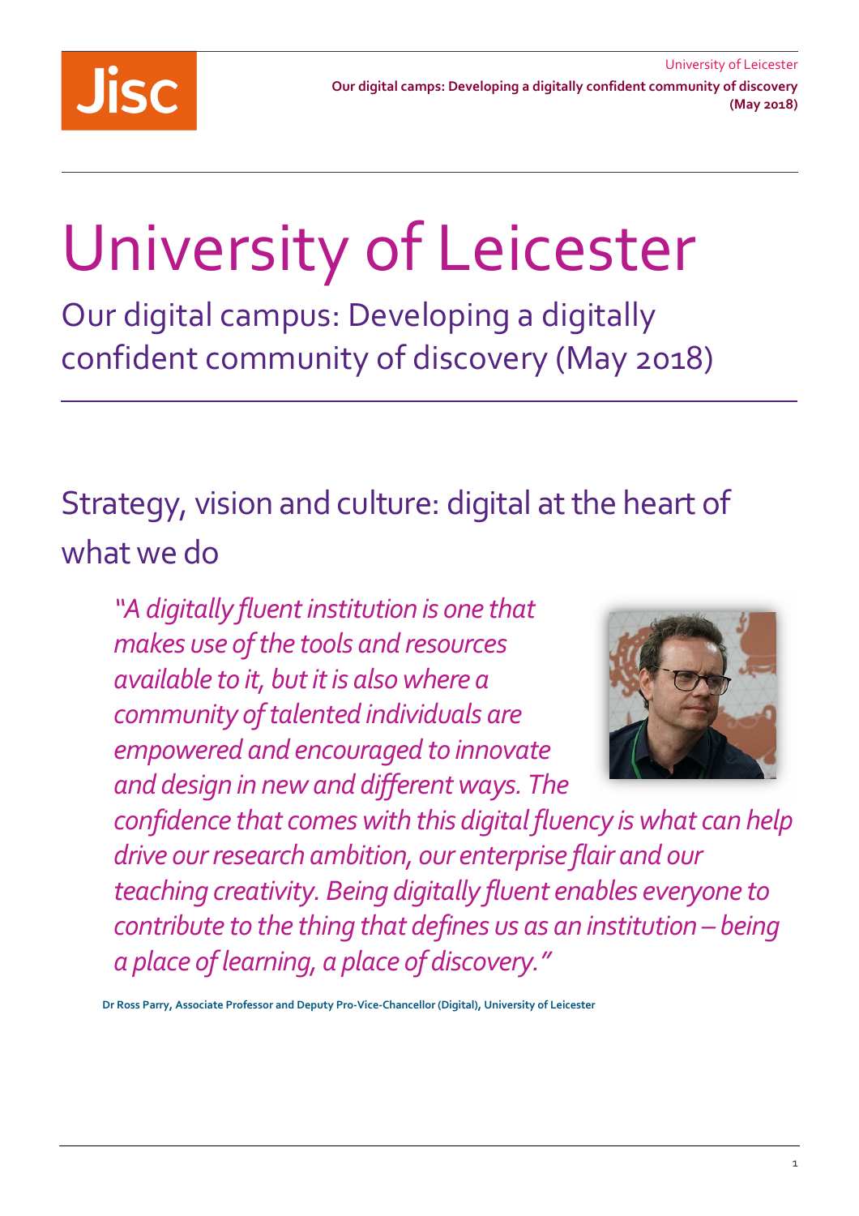# University of Leicester

## Our digital campus: Developing a digitally confident community of discovery (May 2018)

## Strategy, vision and culture: digital at the heart of what we do

> *"A digitally fluent institution is one that makes use of the tools and resources available to it, but it is also where a community of talented individuals are empowered and encouraged to innovate and design in new and different ways. The confidence that comes with this digital fluency is what can help drive our research ambition, our enterprise flair and our teaching creativity. Being digitally fluent enables everyone to contribute to the thing that defines us as an institution – being a place of learning, a place of discovery."*

**Dr Ross Parry, Associate Professor and Deputy Pro-Vice-Chancellor (Digital), University of Leicester**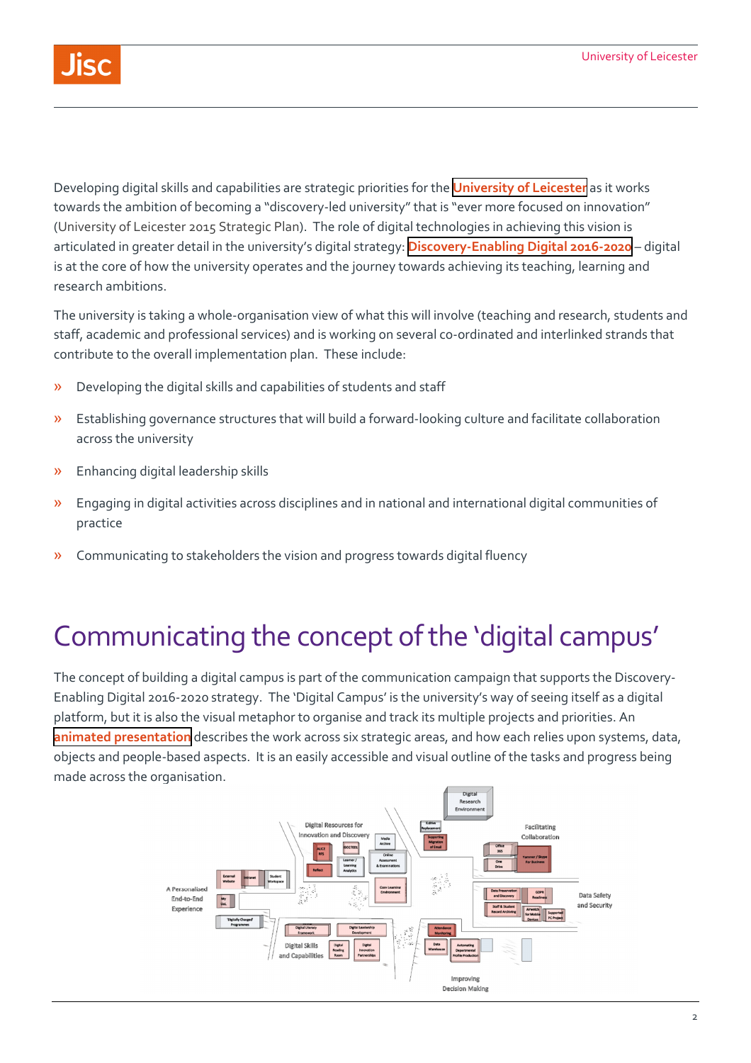Developing digital skills and capabilities are strategic priorities for the **University of Leicester** as it works towards the ambition of becoming a "discovery-led university" that is "ever more focused on innovation" (University of Leicester 2015 Strategic Plan). The role of digital technologies in achieving this vision is articulated in greater detail in the university's digital strategy: **Discovery-Enabling Digital 2016-2020** – digital is at the core of how the university operates and the journey towards achieving its teaching, learning and research ambitions.

The university is taking a whole-organisation view of what this will involve (teaching and research, students and staff, academic and professional services) and is working on several co-ordinated and interlinked strands that contribute to the overall implementation plan. These include:

- Developing the digital skills and capabilities of students and staff
- Establishing governance structures that will build a forward-looking culture and facilitate collaboration across the university
- Enhancing digital leadership skills
- Engaging in digital activities across disciplines and in national and international digital communities of practice
- Communicating to stakeholders the vision and progress towards digital fluency

# Communicating the concept of the 'digital campus'

The concept of building a digital campus is part of the communication campaign that supports the Discovery-Enabling Digital 2016-2020 strategy. The 'Digital Campus' is the university's way of seeing itself as a digital platform, but it is also the visual metaphor to organise and track its multiple projects and priorities. An **animated presentation** describes the work across six strategic areas, and how each relies upon systems, data, objects and people-based aspects. It is an easily accessible and visual outline of the tasks and progress being made across the organisation.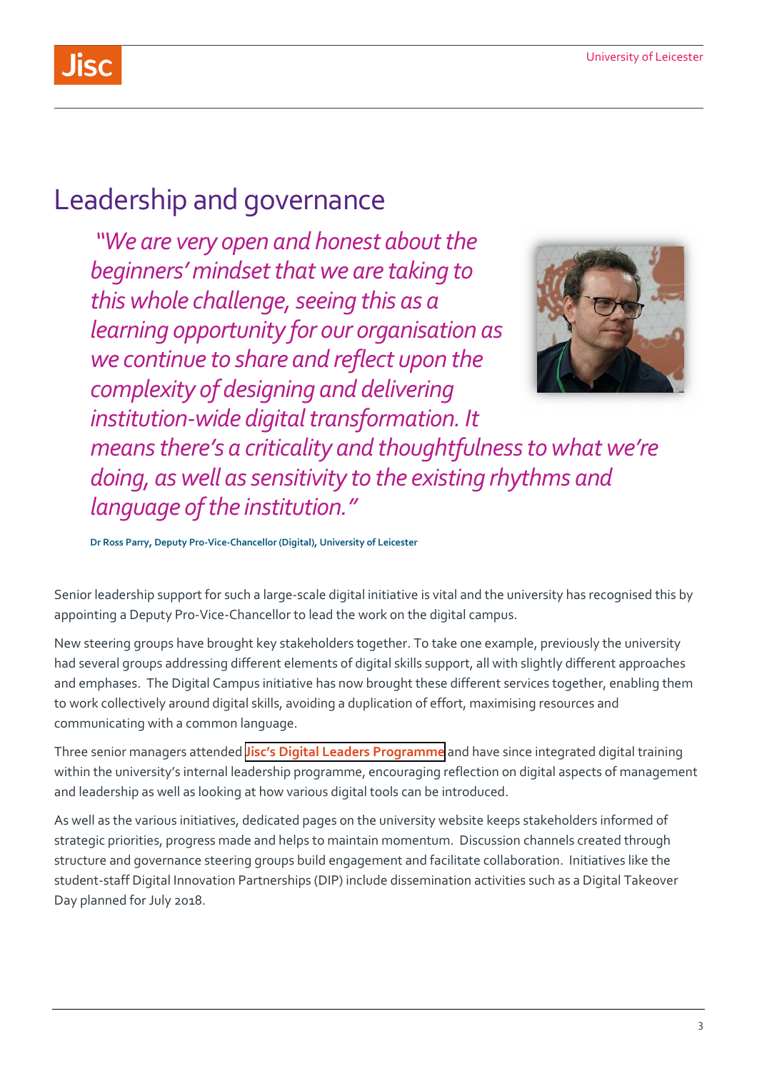# Leadership and governance

> *"We are very open and honest about the beginners' mindset that we are taking to this whole challenge, seeing this as a learning opportunity for our organisation as we continue to share and reflect upon the complexity of designing and delivering institution-wide digital transformation. It means there's a criticality and thoughtfulness to what we're doing, as well as sensitivity to the existing rhythms and language of the institution."*

**Dr Ross Parry, Deputy Pro-Vice-Chancellor (Digital), University of Leicester**

Senior leadership support for such a large-scale digital initiative is vital and the university has recognised this by appointing a Deputy Pro-Vice-Chancellor to lead the work on the digital campus.

New steering groups have brought key stakeholders together. To take one example, previously the university had several groups addressing different elements of digital skills support, all with slightly different approaches and emphases. The Digital Campus initiative has now brought these different services together, enabling them to work collectively around digital skills, avoiding a duplication of effort, maximising resources and communicating with a common language.

Three senior managers attended **Jisc's Digital Leaders Programme** and have since integrated digital training within the university's internal leadership programme, encouraging reflection on digital aspects of management and leadership as well as looking at how various digital tools can be introduced.

As well as the various initiatives, dedicated pages on the university website keeps stakeholders informed of strategic priorities, progress made and helps to maintain momentum. Discussion channels created through structure and governance steering groups build engagement and facilitate collaboration. Initiatives like the student-staff Digital Innovation Partnerships (DIP) include dissemination activities such as a Digital Takeover Day planned for July 2018.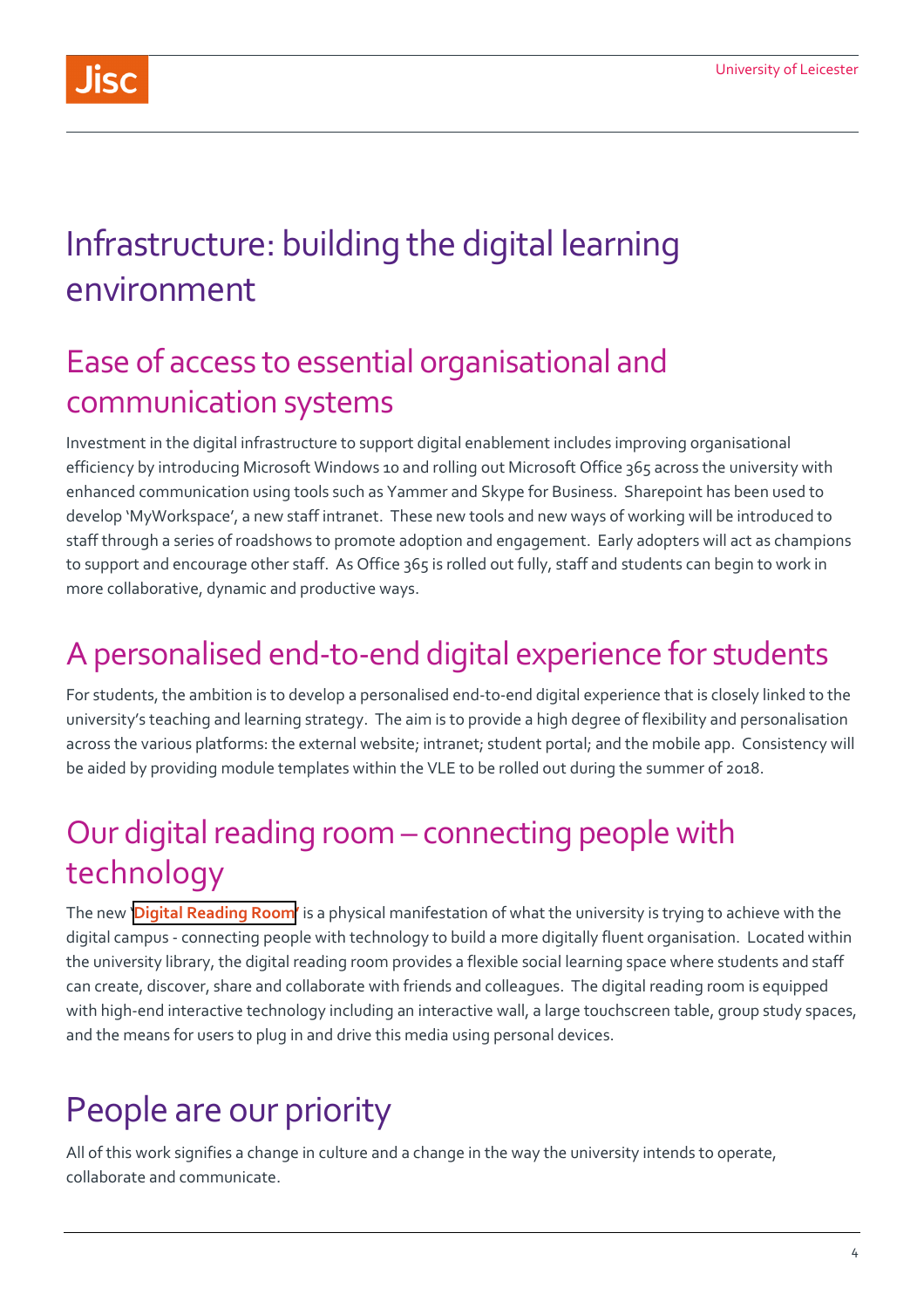# Infrastructure: building the digital learning environment

## Ease of access to essential organisational and communication systems

Investment in the digital infrastructure to support digital enablement includes improving organisational efficiency by introducing Microsoft Windows 10 and rolling out Microsoft Office 365 across the university with enhanced communication using tools such as Yammer and Skype for Business. Sharepoint has been used to develop 'MyWorkspace', a new staff intranet. These new tools and new ways of working will be introduced to staff through a series of roadshows to promote adoption and engagement. Early adopters will act as champions to support and encourage other staff. As Office 365 is rolled out fully, staff and students can begin to work in more collaborative, dynamic and productive ways.

## A personalised end-to-end digital experience for students

For students, the ambition is to develop a personalised end-to-end digital experience that is closely linked to the university's teaching and learning strategy. The aim is to provide a high degree of flexibility and personalisation across the various platforms: the external website; intranet; student portal; and the mobile app. Consistency will be aided by providing module templates within the VLE to be rolled out during the summer of 2018.

## Our digital reading room – connecting people with technology

The new '**Digital Reading Room**' is a physical manifestation of what the university is trying to achieve with the digital campus - connecting people with technology to build a more digitally fluent organisation. Located within the university library, the digital reading room provides a flexible social learning space where students and staff can create, discover, share and collaborate with friends and colleagues. The digital reading room is equipped with high-end interactive technology including an interactive wall, a large touchscreen table, group study spaces, and the means for users to plug in and drive this media using personal devices.

# People are our priority

All of this work signifies a change in culture and a change in the way the university intends to operate, collaborate and communicate.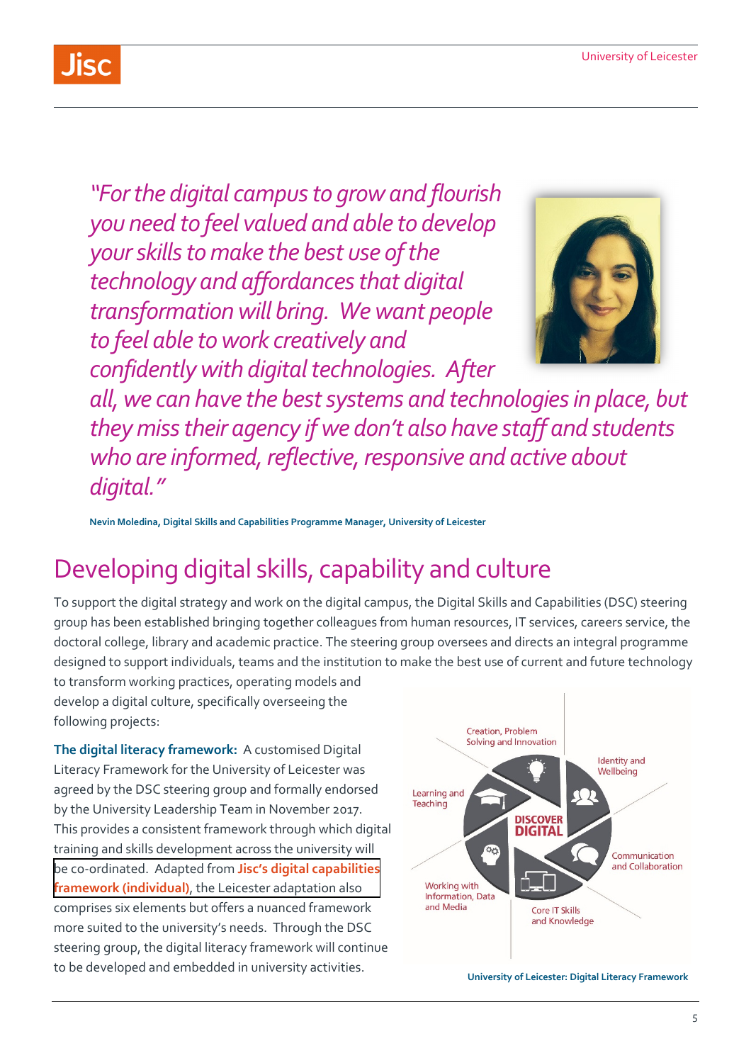*"For the digital campus to grow and flourish you need to feel valued and able to develop your skills to make the best use of the technology and affordances that digital transformation will bring. We want people to feel able to work creatively and confidently with digital technologies. After all, we can have the best systems and technologies in place, but they miss their agency if we don't also have staff and students who are informed, reflective, responsive and active about digital."*

**Nevin Moledina, Digital Skills and Capabilities Programme Manager, University of Leicester**

## Developing digital skills, capability and culture

To support the digital strategy and work on the digital campus, the Digital Skills and Capabilities (DSC) steering group has been established bringing together colleagues from human resources, IT services, careers service, the doctoral college, library and academic practice. The steering group oversees and directs an integral programme designed to support individuals, teams and the institution to make the best use of current and future technology to transform working practices, operating models and develop a digital culture, specifically overseeing the following projects:

**The digital literacy framework:** A customised Digital Literacy Framework for the University of Leicester was agreed by the DSC steering group and formally endorsed by the University Leadership Team in November 2017. This provides a consistent framework through which digital training and skills development across the university will be co-ordinated. Adapted from **Jisc's digital capabilities framework (individual)**, the Leicester adaptation also comprises six elements but offers a nuanced framework more suited to the university's needs. Through the DSC steering group, the digital literacy framework will continue to be developed and embedded in university activities.

DISCOVER DIGITAL: Creation, Problem Solving and Innovation; Identity and Wellbeing; Communication and Collaboration; Core IT Skills and Knowledge; Working with Information, Data and Media; Learning and Teaching

**University of Leicester: Digital Literacy Framework**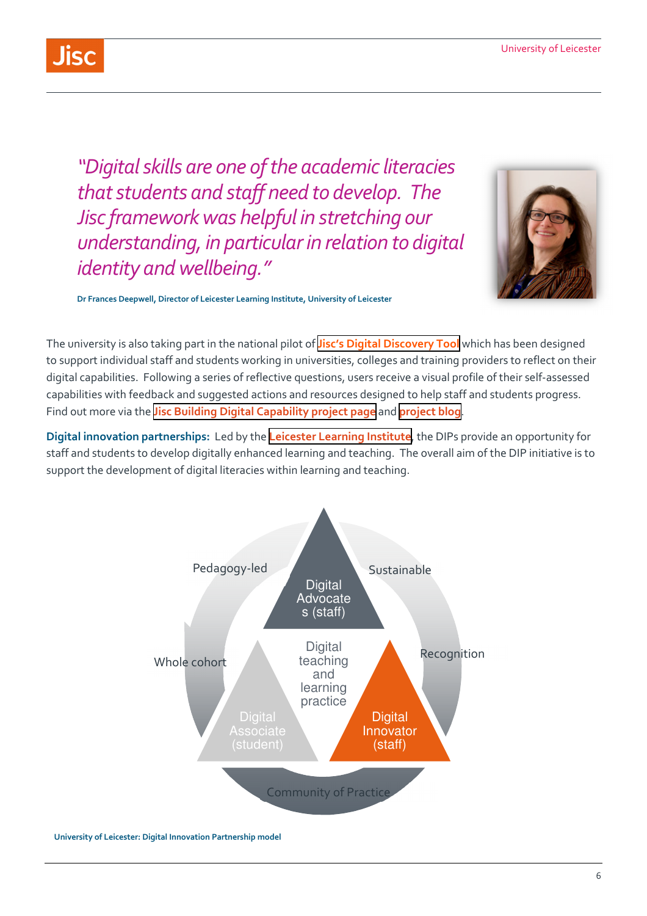*"Digital skills are one of the academic literacies that students and staff need to develop. The Jisc framework was helpful in stretching our understanding, in particular in relation to digital identity and wellbeing."*

**Dr Frances Deepwell, Director of Leicester Learning Institute, University of Leicester**

The university is also taking part in the national pilot of **Jisc's Digital Discovery Tool** which has been designed to support individual staff and students working in universities, colleges and training providers to reflect on their digital capabilities. Following a series of reflective questions, users receive a visual profile of their self-assessed capabilities with feedback and suggested actions and resources designed to help staff and students progress. Find out more via the **Jisc Building Digital Capability project page** and **project blog**.

**Digital innovation partnerships:** Led by the **Leicester Learning Institute**, the DIPs provide an opportunity for staff and students to develop digitally enhanced learning and teaching. The overall aim of the DIP initiative is to support the development of digital literacies within learning and teaching.

Pedagogy-led

Sustainable

Digital Advocates (staff)

Whole cohort

Digital teaching and learning practice

Recognition

Digital Associate (student)

Digital Innovator (staff)

Community of Practice

**University of Leicester: Digital Innovation Partnership model**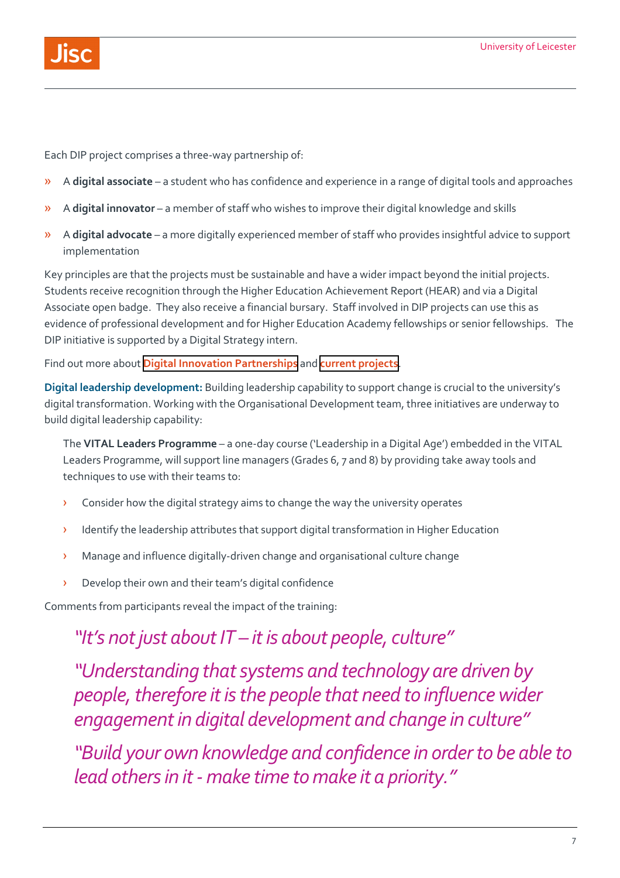Each DIP project comprises a three-way partnership of:

- A **digital associate** – a student who has confidence and experience in a range of digital tools and approaches
- A **digital innovator** – a member of staff who wishes to improve their digital knowledge and skills
- A **digital advocate** – a more digitally experienced member of staff who provides insightful advice to support implementation

Key principles are that the projects must be sustainable and have a wider impact beyond the initial projects. Students receive recognition through the Higher Education Achievement Report (HEAR) and via a Digital Associate open badge. They also receive a financial bursary. Staff involved in DIP projects can use this as evidence of professional development and for Higher Education Academy fellowships or senior fellowships. The DIP initiative is supported by a Digital Strategy intern.

Find out more about **Digital Innovation Partnerships** and **current projects**.

**Digital leadership development:** Building leadership capability to support change is crucial to the university's digital transformation. Working with the Organisational Development team, three initiatives are underway to build digital leadership capability:

The **VITAL Leaders Programme** – a one-day course ('Leadership in a Digital Age') embedded in the VITAL Leaders Programme, will support line managers (Grades 6, 7 and 8) by providing take away tools and techniques to use with their teams to:

- Consider how the digital strategy aims to change the way the university operates
- Identify the leadership attributes that support digital transformation in Higher Education
- Manage and influence digitally-driven change and organisational culture change
- Develop their own and their team's digital confidence

Comments from participants reveal the impact of the training:

> *"It's not just about IT – it is about people, culture"*
>
> *"Understanding that systems and technology are driven by people, therefore it is the people that need to influence wider engagement in digital development and change in culture"*
>
> *"Build your own knowledge and confidence in order to be able to lead others in it - make time to make it a priority."*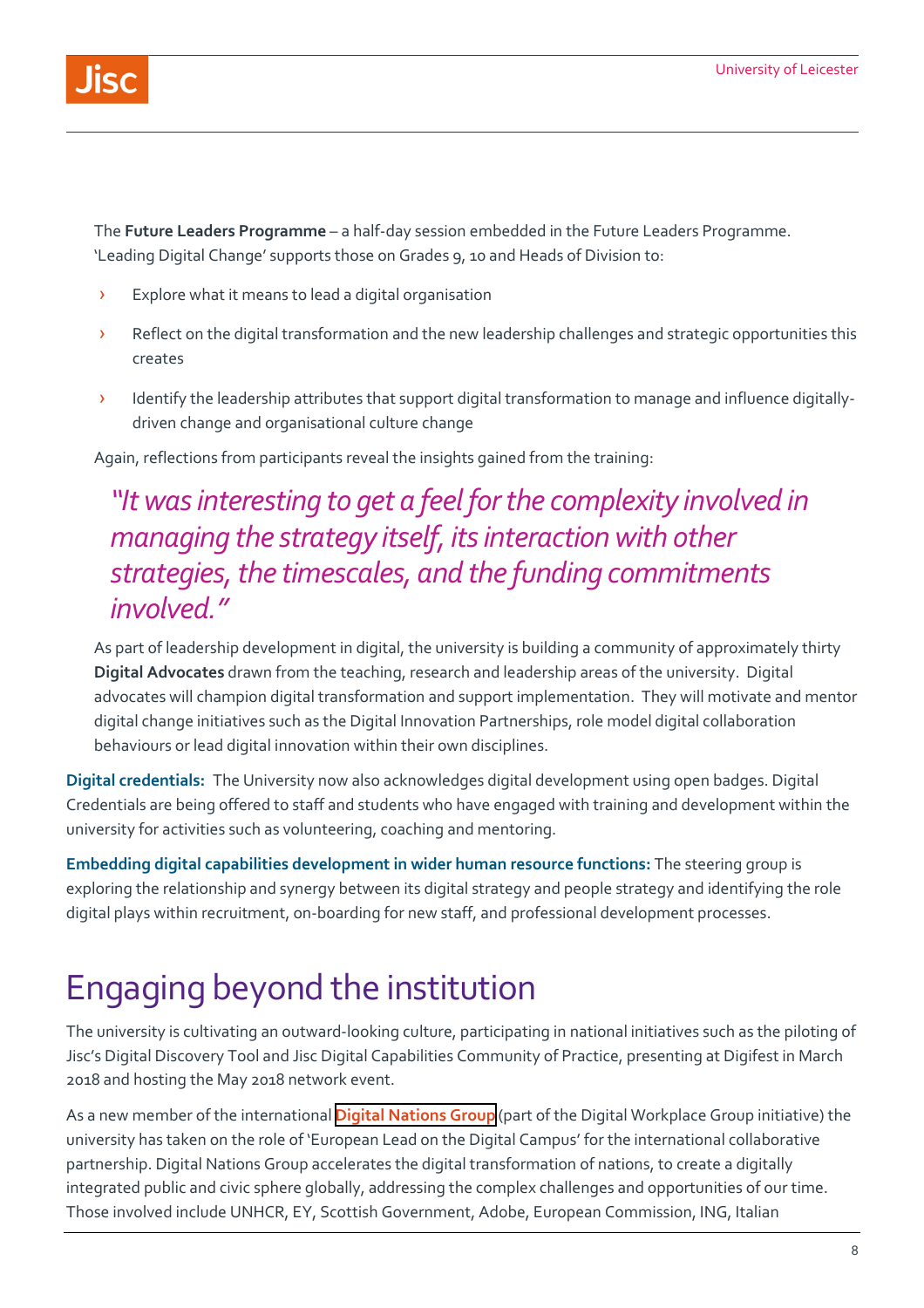The **Future Leaders Programme** – a half-day session embedded in the Future Leaders Programme. 'Leading Digital Change' supports those on Grades 9, 10 and Heads of Division to:

- Explore what it means to lead a digital organisation
- Reflect on the digital transformation and the new leadership challenges and strategic opportunities this creates
- Identify the leadership attributes that support digital transformation to manage and influence digitally-driven change and organisational culture change

Again, reflections from participants reveal the insights gained from the training:

> *"It was interesting to get a feel for the complexity involved in managing the strategy itself, its interaction with other strategies, the timescales, and the funding commitments involved."*

As part of leadership development in digital, the university is building a community of approximately thirty **Digital Advocates** drawn from the teaching, research and leadership areas of the university. Digital advocates will champion digital transformation and support implementation. They will motivate and mentor digital change initiatives such as the Digital Innovation Partnerships, role model digital collaboration behaviours or lead digital innovation within their own disciplines.

**Digital credentials:** The University now also acknowledges digital development using open badges. Digital Credentials are being offered to staff and students who have engaged with training and development within the university for activities such as volunteering, coaching and mentoring.

**Embedding digital capabilities development in wider human resource functions:** The steering group is exploring the relationship and synergy between its digital strategy and people strategy and identifying the role digital plays within recruitment, on-boarding for new staff, and professional development processes.

# Engaging beyond the institution

The university is cultivating an outward-looking culture, participating in national initiatives such as the piloting of Jisc's Digital Discovery Tool and Jisc Digital Capabilities Community of Practice, presenting at Digifest in March 2018 and hosting the May 2018 network event.

As a new member of the international Digital Nations Group (part of the Digital Workplace Group initiative) the university has taken on the role of 'European Lead on the Digital Campus' for the international collaborative partnership. Digital Nations Group accelerates the digital transformation of nations, to create a digitally integrated public and civic sphere globally, addressing the complex challenges and opportunities of our time. Those involved include UNHCR, EY, Scottish Government, Adobe, European Commission, ING, Italian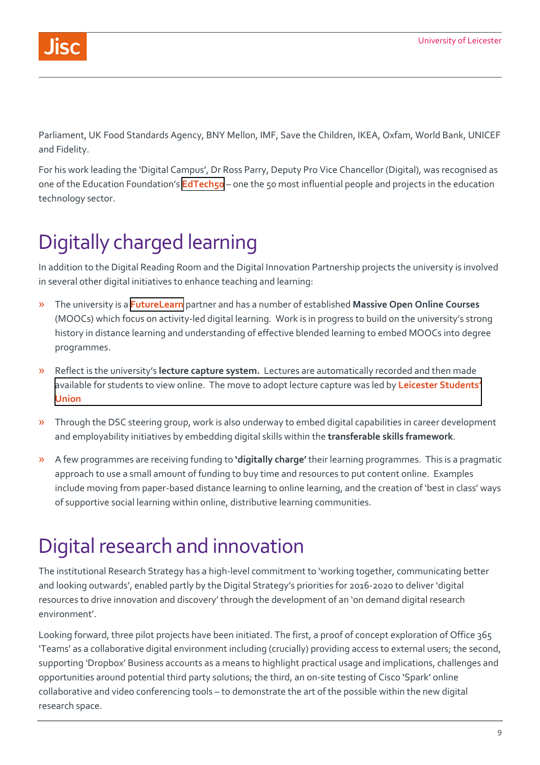Parliament, UK Food Standards Agency, BNY Mellon, IMF, Save the Children, IKEA, Oxfam, World Bank, UNICEF and Fidelity.

For his work leading the 'Digital Campus', Dr Ross Parry, Deputy Pro Vice Chancellor (Digital), was recognised as one of the Education Foundation's **EdTech50** – one the 50 most influential people and projects in the education technology sector.

## Digitally charged learning

In addition to the Digital Reading Room and the Digital Innovation Partnership projects the university is involved in several other digital initiatives to enhance teaching and learning:

- The university is a **FutureLearn** partner and has a number of established **Massive Open Online Courses** (MOOCs) which focus on activity-led digital learning. Work is in progress to build on the university's strong history in distance learning and understanding of effective blended learning to embed MOOCs into degree programmes.
- Reflect is the university's **lecture capture system.** Lectures are automatically recorded and then made available for students to view online. The move to adopt lecture capture was led by **Leicester Students' Union**
- Through the DSC steering group, work is also underway to embed digital capabilities in career development and employability initiatives by embedding digital skills within the **transferable skills framework**.
- A few programmes are receiving funding to **'digitally charge'** their learning programmes. This is a pragmatic approach to use a small amount of funding to buy time and resources to put content online. Examples include moving from paper-based distance learning to online learning, and the creation of 'best in class' ways of supportive social learning within online, distributive learning communities.

## Digital research and innovation

The institutional Research Strategy has a high-level commitment to 'working together, communicating better and looking outwards', enabled partly by the Digital Strategy's priorities for 2016-2020 to deliver 'digital resources to drive innovation and discovery' through the development of an 'on demand digital research environment'.

Looking forward, three pilot projects have been initiated. The first, a proof of concept exploration of Office 365 'Teams' as a collaborative digital environment including (crucially) providing access to external users; the second, supporting 'Dropbox' Business accounts as a means to highlight practical usage and implications, challenges and opportunities around potential third party solutions; the third, an on-site testing of Cisco 'Spark' online collaborative and video conferencing tools – to demonstrate the art of the possible within the new digital research space.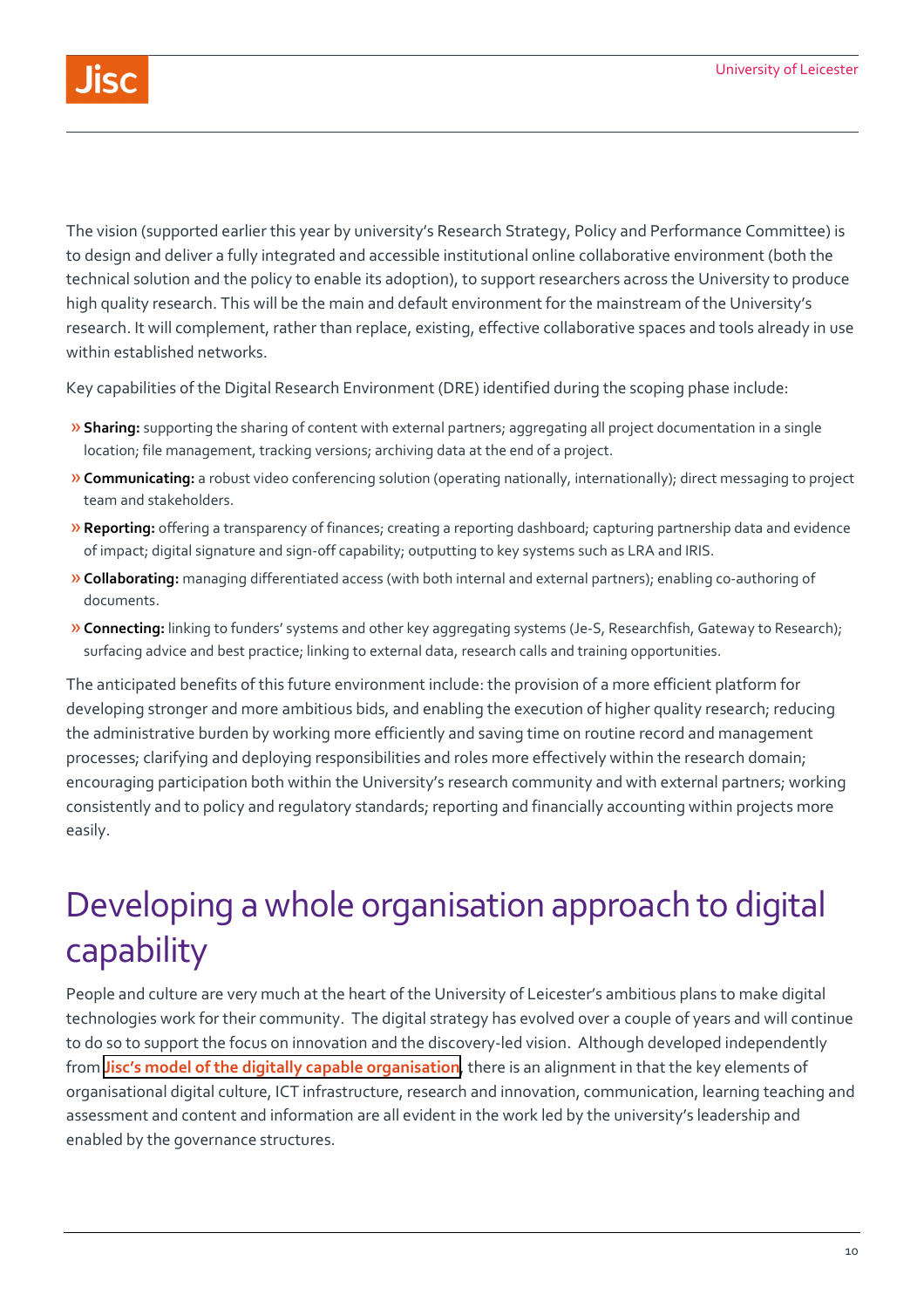The vision (supported earlier this year by university's Research Strategy, Policy and Performance Committee) is to design and deliver a fully integrated and accessible institutional online collaborative environment (both the technical solution and the policy to enable its adoption), to support researchers across the University to produce high quality research. This will be the main and default environment for the mainstream of the University's research. It will complement, rather than replace, existing, effective collaborative spaces and tools already in use within established networks.

Key capabilities of the Digital Research Environment (DRE) identified during the scoping phase include:

- **Sharing:** supporting the sharing of content with external partners; aggregating all project documentation in a single location; file management, tracking versions; archiving data at the end of a project.
- **Communicating:** a robust video conferencing solution (operating nationally, internationally); direct messaging to project team and stakeholders.
- **Reporting:** offering a transparency of finances; creating a reporting dashboard; capturing partnership data and evidence of impact; digital signature and sign-off capability; outputting to key systems such as LRA and IRIS.
- **Collaborating:** managing differentiated access (with both internal and external partners); enabling co-authoring of documents.
- **Connecting:** linking to funders' systems and other key aggregating systems (Je-S, Researchfish, Gateway to Research); surfacing advice and best practice; linking to external data, research calls and training opportunities.

The anticipated benefits of this future environment include: the provision of a more efficient platform for developing stronger and more ambitious bids, and enabling the execution of higher quality research; reducing the administrative burden by working more efficiently and saving time on routine record and management processes; clarifying and deploying responsibilities and roles more effectively within the research domain; encouraging participation both within the University's research community and with external partners; working consistently and to policy and regulatory standards; reporting and financially accounting within projects more easily.

# Developing a whole organisation approach to digital capability

People and culture are very much at the heart of the University of Leicester's ambitious plans to make digital technologies work for their community. The digital strategy has evolved over a couple of years and will continue to do so to support the focus on innovation and the discovery-led vision. Although developed independently from **Jisc's model of the digitally capable organisation**, there is an alignment in that the key elements of organisational digital culture, ICT infrastructure, research and innovation, communication, learning teaching and assessment and content and information are all evident in the work led by the university's leadership and enabled by the governance structures.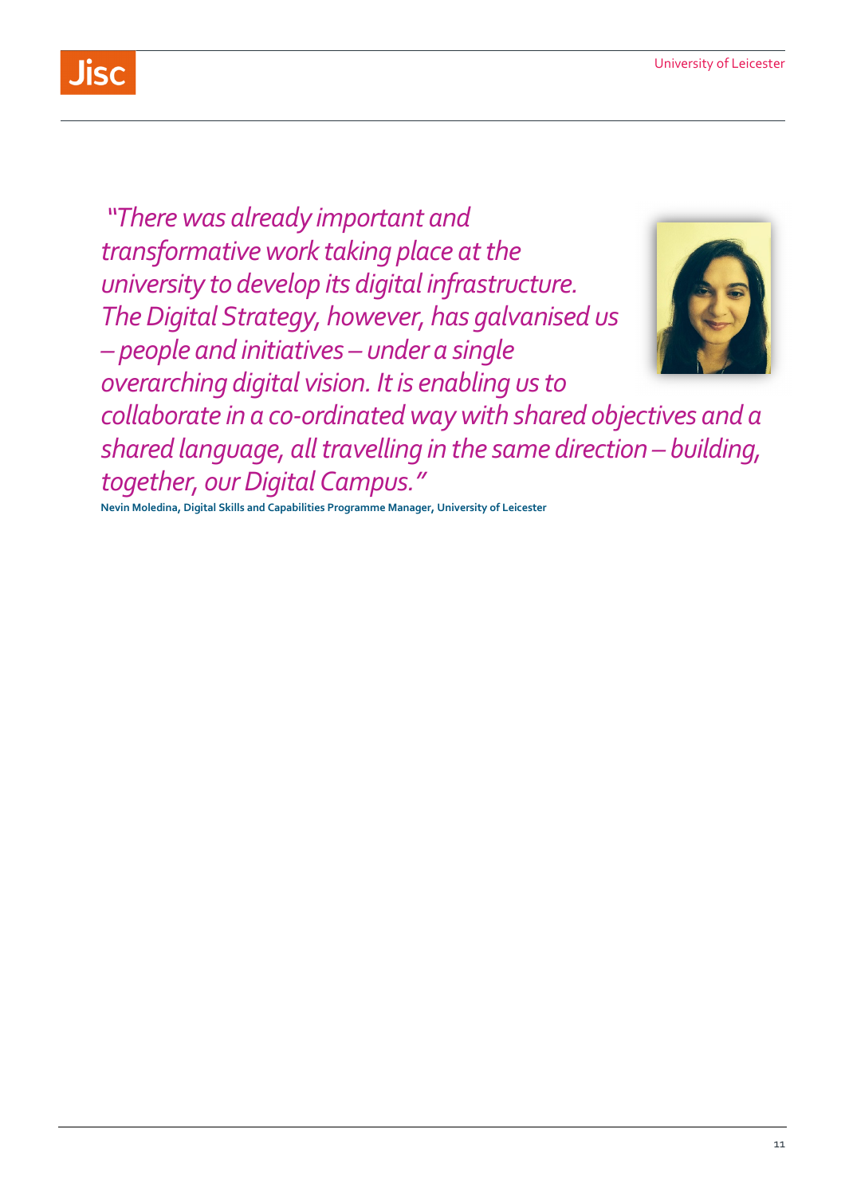*"There was already important and transformative work taking place at the university to develop its digital infrastructure. The Digital Strategy, however, has galvanised us – people and initiatives – under a single overarching digital vision. It is enabling us to collaborate in a co-ordinated way with shared objectives and a shared language, all travelling in the same direction – building, together, our Digital Campus."*

**Nevin Moledina, Digital Skills and Capabilities Programme Manager, University of Leicester**